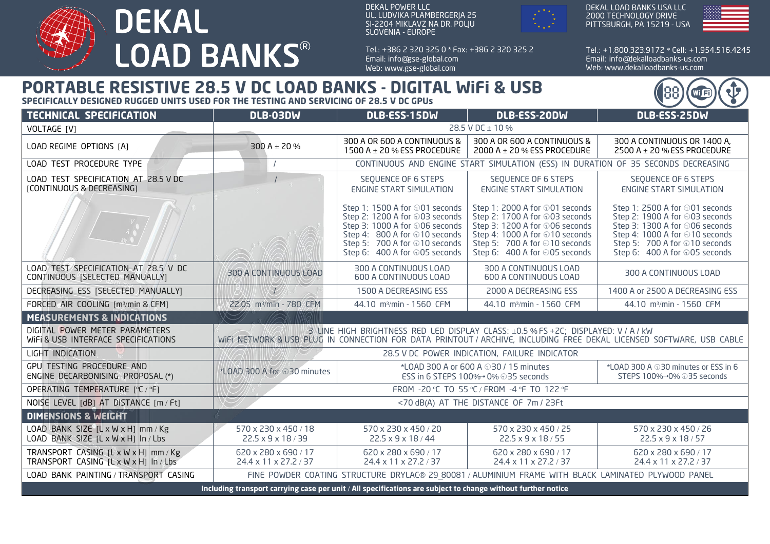# DEKAL LOAD BANKS®

DEKAL POWER LLC
UL. LUDVIKA PLAMBERGERJA 25
SI-2204 MIKLAVZ NA DR. POLJU
SLOVENIA - EUROPE

Tel.: +386 2 320 325 0 * Fax: +386 2 320 325 2
Email: info@gse-global.com
Web: www.gse-global.com

DEKAL LOAD BANKS USA LLC
2000 TECHNOLOGY DRIVE
PITTSBURGH, PA 15219 - USA

Tel.: +1.800.323.9172 * Cell: +1.954.516.4245
Email: info@dekalloadbanks-us.com
Web: www.dekalloadbanks-us.com

## PORTABLE RESISTIVE 28.5 V DC LOAD BANKS - DIGITAL WiFi & USB

**SPECIFICALLY DESIGNED RUGGED UNITS USED FOR THE TESTING AND SERVICING OF 28.5 V DC GPUs**

| TECHNICAL SPECIFICATION | DLB-03DW | DLB-ESS-15DW | DLB-ESS-20DW | DLB-ESS-25DW |
|---|---|---|---|---|
| VOLTAGE [V] | 28.5 V DC ± 10 % | | | |
| LOAD REGIME OPTIONS [A] | 300 A ± 20 % | 300 A OR 600 A CONTINUOUS & 1500 A ± 20 % ESS PROCEDURE | 300 A OR 600 A CONTINUOUS & 2000 A ± 20 % ESS PROCEDURE | 300 A CONTINUOUS OR 1400 A, 2500 A ± 20 % ESS PROCEDURE |
| LOAD TEST PROCEDURE TYPE | / | CONTINUOUS AND ENGINE START SIMULATION (ESS) IN DURATION OF 35 SECONDS DECREASING | | |
| LOAD TEST SPECIFICATION AT 28.5 V DC [CONTINUOUS & DECREASING] | / | SEQUENCE OF 6 STEPS ENGINE START SIMULATION<br>Step 1: 1500 A for 01 seconds<br>Step 2: 1200 A for 03 seconds<br>Step 3: 1000 A for 06 seconds<br>Step 4: 800 A for 10 seconds<br>Step 5: 700 A for 10 seconds<br>Step 6: 400 A for 05 seconds | SEQUENCE OF 6 STEPS ENGINE START SIMULATION<br>Step 1: 2000 A for 01 seconds<br>Step 2: 1700 A for 03 seconds<br>Step 3: 1200 A for 06 seconds<br>Step 4: 1000 A for 10 seconds<br>Step 5: 700 A for 10 seconds<br>Step 6: 400 A for 05 seconds | SEQUENCE OF 6 STEPS ENGINE START SIMULATION<br>Step 1: 2500 A for 01 seconds<br>Step 2: 1900 A for 03 seconds<br>Step 3: 1300 A for 06 seconds<br>Step 4: 1000 A for 10 seconds<br>Step 5: 700 A for 10 seconds<br>Step 6: 400 A for 05 seconds |
| LOAD TEST SPECIFICATION AT 28.5 V DC CONTINUOUS [SELECTED MANUALLY] | 300 A CONTINUOUS LOAD | 300 A CONTINUOUS LOAD<br>600 A CONTINUOUS LOAD | 300 A CONTINUOUS LOAD<br>600 A CONTINUOUS LOAD | 300 A CONTINUOUS LOAD |
| DECREASING ESS [SELECTED MANUALLY] | / | 1500 A DECREASING ESS | 2000 A DECREASING ESS | 1400 A or 2500 A DECREASING ESS |
| FORCED AIR COOLING [m³/min & CFM] | 22.05 m³/min - 780 CFM | 44.10 m³/min - 1560 CFM | 44.10 m³/min - 1560 CFM | 44.10 m³/min - 1560 CFM |
| **MEASUREMENTS & INDICATIONS** | | | | |
| DIGITAL POWER METER PARAMETERS<br>WiFi & USB INTERFACE SPECIFICATIONS | 3 LINE HIGH BRIGHTNESS RED LED DISPLAY CLASS: ±0.5 % FS +2C; DISPLAYED: V / A / kW<br>WiFi NETWORK & USB PLUG IN CONNECTION FOR DATA PRINTOUT / ARCHIVE, INCLUDING FREE DEKAL LICENSED SOFTWARE, USB CABLE | | | |
| LIGHT INDICATION | 28.5 V DC POWER INDICATION, FAILURE INDICATOR | | | |
| GPU TESTING PROCEDURE AND ENGINE DECARBONISING PROPOSAL (*) | *LOAD 300 A for 30 minutes | *LOAD 300 A or 600 A 30 / 15 minutes<br>ESS in 6 STEPS 100%→0% 35 seconds | | *LOAD 300 A 30 minutes or ESS in 6 STEPS 100%→0% 35 seconds |
| OPERATING TEMPERATURE [°C / °F] | FROM -20 °C TO 55 °C / FROM -4 °F TO 122 °F | | | |
| NOISE LEVEL [dB] AT DISTANCE [m / Ft] | <70 dB(A) AT THE DISTANCE OF 7m / 23Ft | | | |
| **DIMENSIONS & WEIGHT** | | | | |
| LOAD BANK SIZE [L x W x H] mm / Kg<br>LOAD BANK SIZE [L x W x H] In / Lbs | 570 x 230 x 450 / 18<br>22.5 x 9 x 18 / 39 | 570 x 230 x 450 / 20<br>22.5 x 9 x 18 / 44 | 570 x 230 x 450 / 25<br>22.5 x 9 x 18 / 55 | 570 x 230 x 450 / 26<br>22.5 x 9 x 18 / 57 |
| TRANSPORT CASING [L x W x H] mm / Kg<br>TRANSPORT CASING [L x W x H] In / Lbs | 620 x 280 x 690 / 17<br>24.4 x 11 x 27.2 / 37 | 620 x 280 x 690 / 17<br>24.4 x 11 x 27.2 / 37 | 620 x 280 x 690 / 17<br>24.4 x 11 x 27.2 / 37 | 620 x 280 x 690 / 17<br>24.4 x 11 x 27.2 / 37 |
| LOAD BANK PAINTING / TRANSPORT CASING | FINE POWDER COATING STRUCTURE DRYLAC® 29_80081 / ALUMINIUM FRAME WITH BLACK LAMINATED PLYWOOD PANEL | | | |

**Including transport carrying case per unit / All specifications are subject to change without further notice**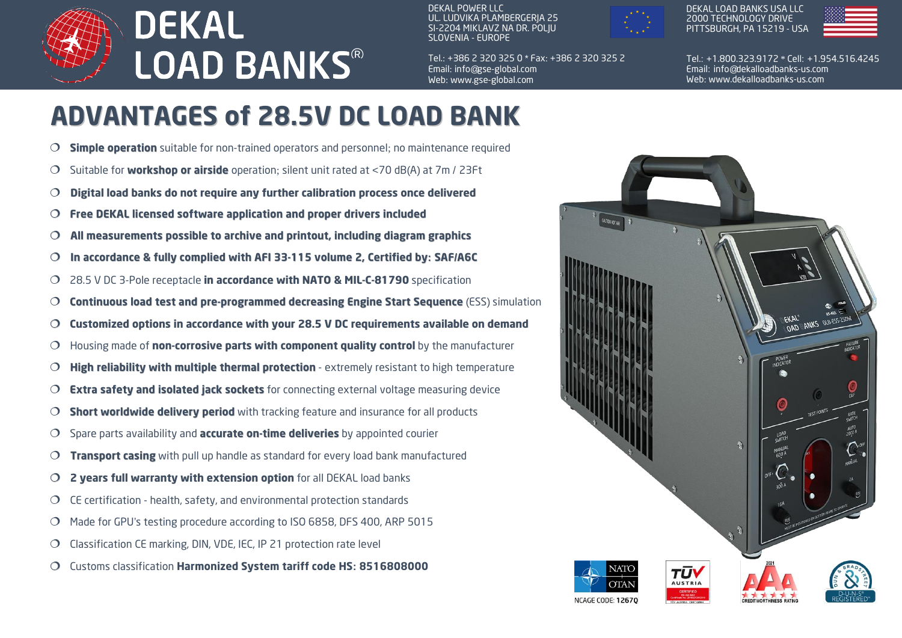# DEKAL LOAD BANKS®

DEKAL POWER LLC
UL. LUDVIKA PLAMBERGERJA 25
SI-2204 MIKLAVZ NA DR. POLJU
SLOVENIA - EUROPE

Tel.: +386 2 320 325 0 * Fax: +386 2 320 325 2
Email: info@gse-global.com
Web: www.gse-global.com

DEKAL LOAD BANKS USA LLC
2000 TECHNOLOGY DRIVE
PITTSBURGH, PA 15219 - USA

Tel.: +1.800.323.9172 * Cell: +1.954.516.4245
Email: info@dekalloadbanks-us.com
Web: www.dekalloadbanks-us.com

## ADVANTAGES of 28.5V DC LOAD BANK

- **Simple operation** suitable for non-trained operators and personnel; no maintenance required
- Suitable for **workshop or airside** operation; silent unit rated at <70 dB(A) at 7m / 23Ft
- **Digital load banks do not require any further calibration process once delivered**
- **Free DEKAL licensed software application and proper drivers included**
- **All measurements possible to archive and printout, including diagram graphics**
- **In accordance & fully complied with AFI 33-115 volume 2, Certified by: SAF/A6C**
- 28.5 V DC 3-Pole receptacle **in accordance with NATO & MIL-C-81790** specification
- **Continuous load test and pre-programmed decreasing Engine Start Sequence** (ESS) simulation
- **Customized options in accordance with your 28.5 V DC requirements available on demand**
- Housing made of **non-corrosive parts with component quality control** by the manufacturer
- **High reliability with multiple thermal protection** - extremely resistant to high temperature
- **Extra safety and isolated jack sockets** for connecting external voltage measuring device
- **Short worldwide delivery period** with tracking feature and insurance for all products
- Spare parts availability and **accurate on-time deliveries** by appointed courier
- **Transport casing** with pull up handle as standard for every load bank manufactured
- **2 years full warranty with extension option** for all DEKAL load banks
- CE certification - health, safety, and environmental protection standards
- Made for GPU's testing procedure according to ISO 6858, DFS 400, ARP 5015
- Classification CE marking, DIN, VDE, IEC, IP 21 protection rate level
- Customs classification **Harmonized System tariff code HS: 8516808000**

NATO OTAN
NCAGE CODE: 1267Q